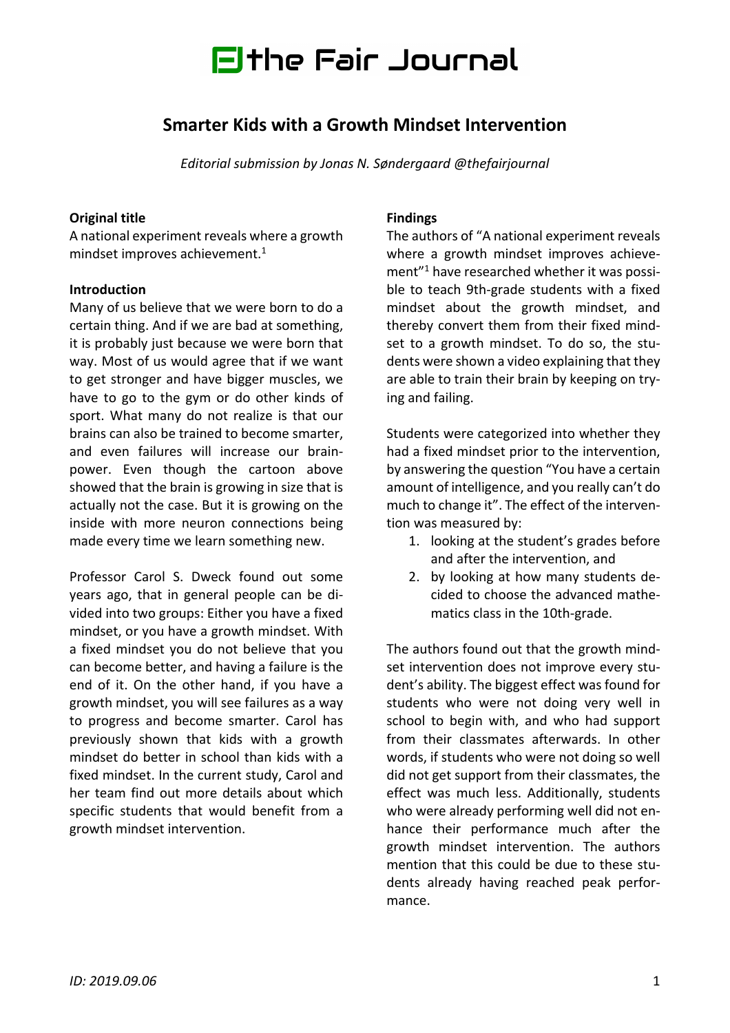# the Fair Journal

## Smarter Kids with a Growth Mindset Intervention

*Editorial submission by Jonas N. Søndergaard @thefairjournal*

**Original title**

A national experiment reveals where a growth mindset improves achievement.[1]

**Introduction**

Many of us believe that we were born to do a certain thing. And if we are bad at something, it is probably just because we were born that way. Most of us would agree that if we want to get stronger and have bigger muscles, we have to go to the gym or do other kinds of sport. What many do not realize is that our brains can also be trained to become smarter, and even failures will increase our brainpower. Even though the cartoon above showed that the brain is growing in size that is actually not the case. But it is growing on the inside with more neuron connections being made every time we learn something new.

Professor Carol S. Dweck found out some years ago, that in general people can be divided into two groups: Either you have a fixed mindset, or you have a growth mindset. With a fixed mindset you do not believe that you can become better, and having a failure is the end of it. On the other hand, if you have a growth mindset, you will see failures as a way to progress and become smarter. Carol has previously shown that kids with a growth mindset do better in school than kids with a fixed mindset. In the current study, Carol and her team find out more details about which specific students that would benefit from a growth mindset intervention.

**Findings**

The authors of "A national experiment reveals where a growth mindset improves achievement"[1] have researched whether it was possible to teach 9th-grade students with a fixed mindset about the growth mindset, and thereby convert them from their fixed mindset to a growth mindset. To do so, the students were shown a video explaining that they are able to train their brain by keeping on trying and failing.

Students were categorized into whether they had a fixed mindset prior to the intervention, by answering the question "You have a certain amount of intelligence, and you really can't do much to change it". The effect of the intervention was measured by:

1. looking at the student's grades before and after the intervention, and
2. by looking at how many students decided to choose the advanced mathematics class in the 10th-grade.

The authors found out that the growth mindset intervention does not improve every student's ability. The biggest effect was found for students who were not doing very well in school to begin with, and who had support from their classmates afterwards. In other words, if students who were not doing so well did not get support from their classmates, the effect was much less. Additionally, students who were already performing well did not enhance their performance much after the growth mindset intervention. The authors mention that this could be due to these students already having reached peak performance.

*ID: 2019.09.06*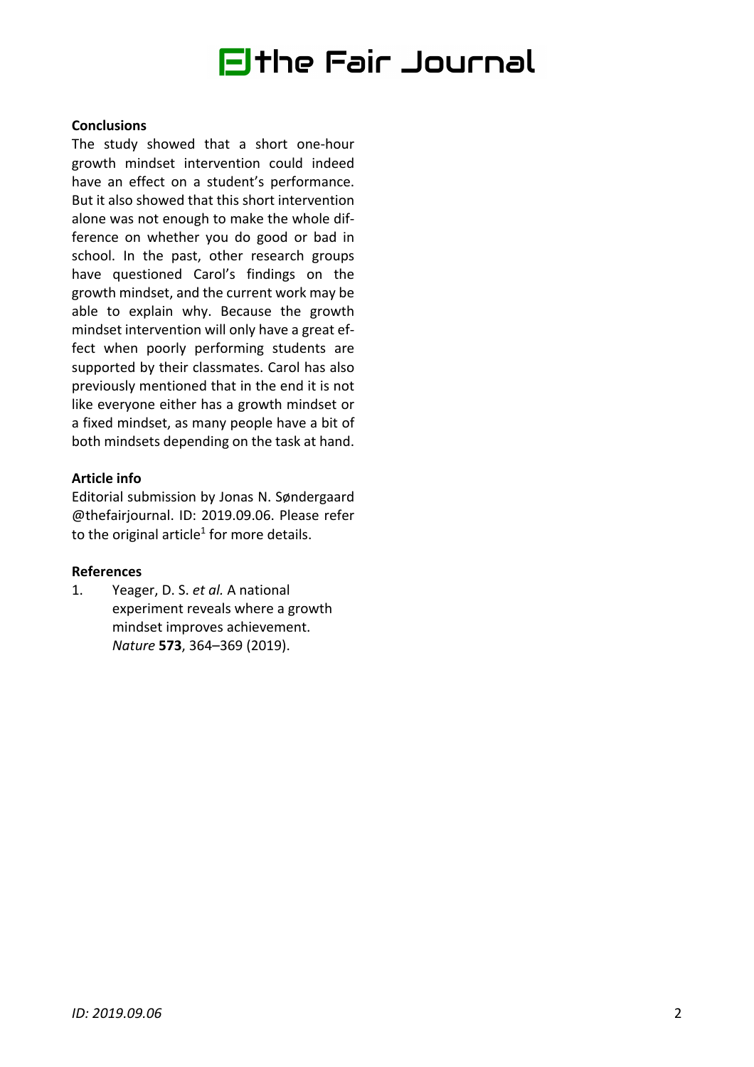### Conclusions

The study showed that a short one-hour growth mindset intervention could indeed have an effect on a student's performance. But it also showed that this short intervention alone was not enough to make the whole difference on whether you do good or bad in school. In the past, other research groups have questioned Carol's findings on the growth mindset, and the current work may be able to explain why. Because the growth mindset intervention will only have a great effect when poorly performing students are supported by their classmates. Carol has also previously mentioned that in the end it is not like everyone either has a growth mindset or a fixed mindset, as many people have a bit of both mindsets depending on the task at hand.

### Article info

Editorial submission by Jonas N. Søndergaard @thefairjournal. ID: 2019.09.06. Please refer to the original article[1] for more details.

### References

1. Yeager, D. S. *et al.* A national experiment reveals where a growth mindset improves achievement. *Nature* **573**, 364–369 (2019).